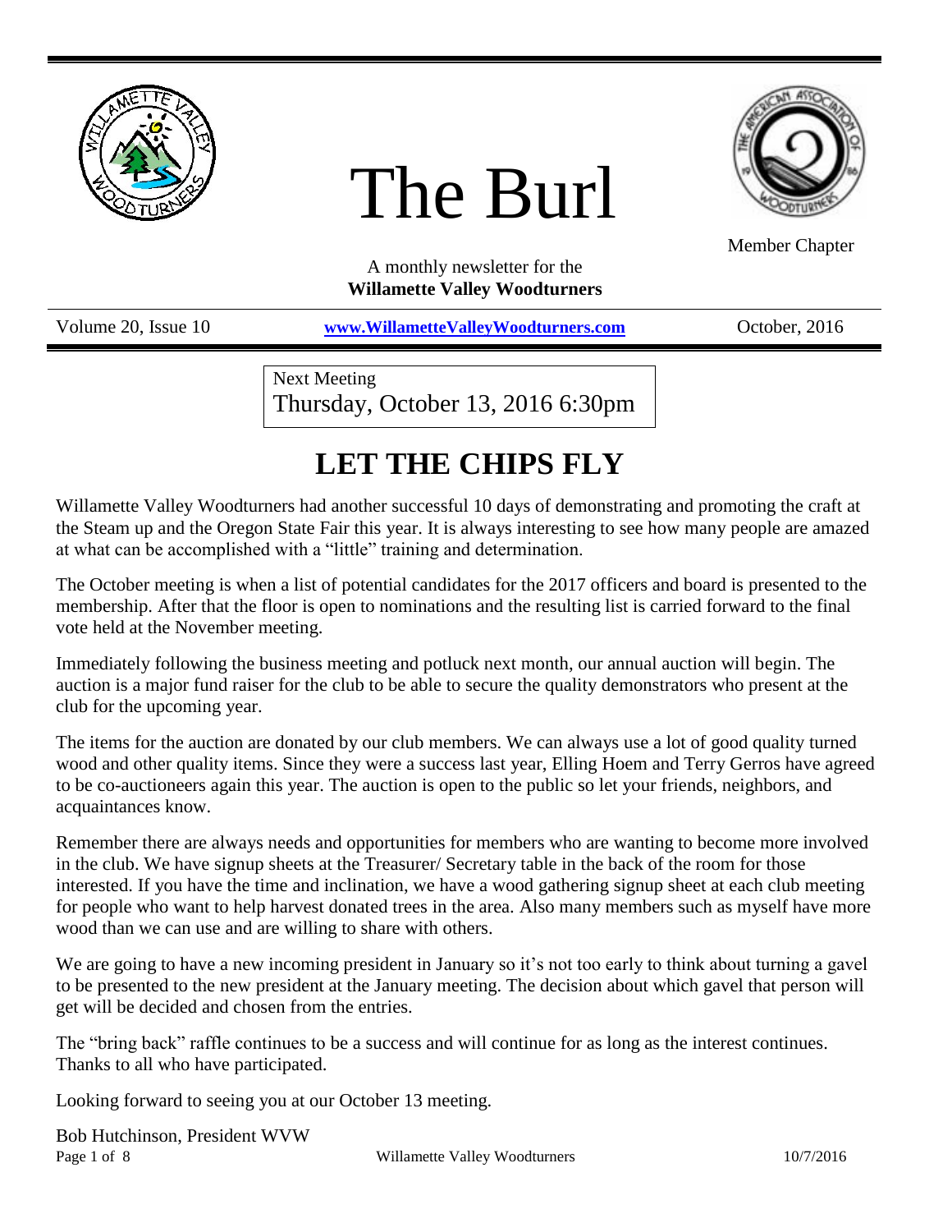# The Burl

Member Chapter

A monthly newsletter for the
**Willamette Valley Woodturners**

Volume 20, Issue 10 | **www.WillametteValleyWoodturners.com** | October, 2016

Next Meeting
Thursday, October 13, 2016 6:30pm

## LET THE CHIPS FLY

Willamette Valley Woodturners had another successful 10 days of demonstrating and promoting the craft at the Steam up and the Oregon State Fair this year. It is always interesting to see how many people are amazed at what can be accomplished with a "little" training and determination.

The October meeting is when a list of potential candidates for the 2017 officers and board is presented to the membership. After that the floor is open to nominations and the resulting list is carried forward to the final vote held at the November meeting.

Immediately following the business meeting and potluck next month, our annual auction will begin. The auction is a major fund raiser for the club to be able to secure the quality demonstrators who present at the club for the upcoming year.

The items for the auction are donated by our club members. We can always use a lot of good quality turned wood and other quality items. Since they were a success last year, Elling Hoem and Terry Gerros have agreed to be co-auctioneers again this year. The auction is open to the public so let your friends, neighbors, and acquaintances know.

Remember there are always needs and opportunities for members who are wanting to become more involved in the club. We have signup sheets at the Treasurer/ Secretary table in the back of the room for those interested. If you have the time and inclination, we have a wood gathering signup sheet at each club meeting for people who want to help harvest donated trees in the area. Also many members such as myself have more wood than we can use and are willing to share with others.

We are going to have a new incoming president in January so it's not too early to think about turning a gavel to be presented to the new president at the January meeting. The decision about which gavel that person will get will be decided and chosen from the entries.

The "bring back" raffle continues to be a success and will continue for as long as the interest continues. Thanks to all who have participated.

Looking forward to seeing you at our October 13 meeting.

Bob Hutchinson, President WVW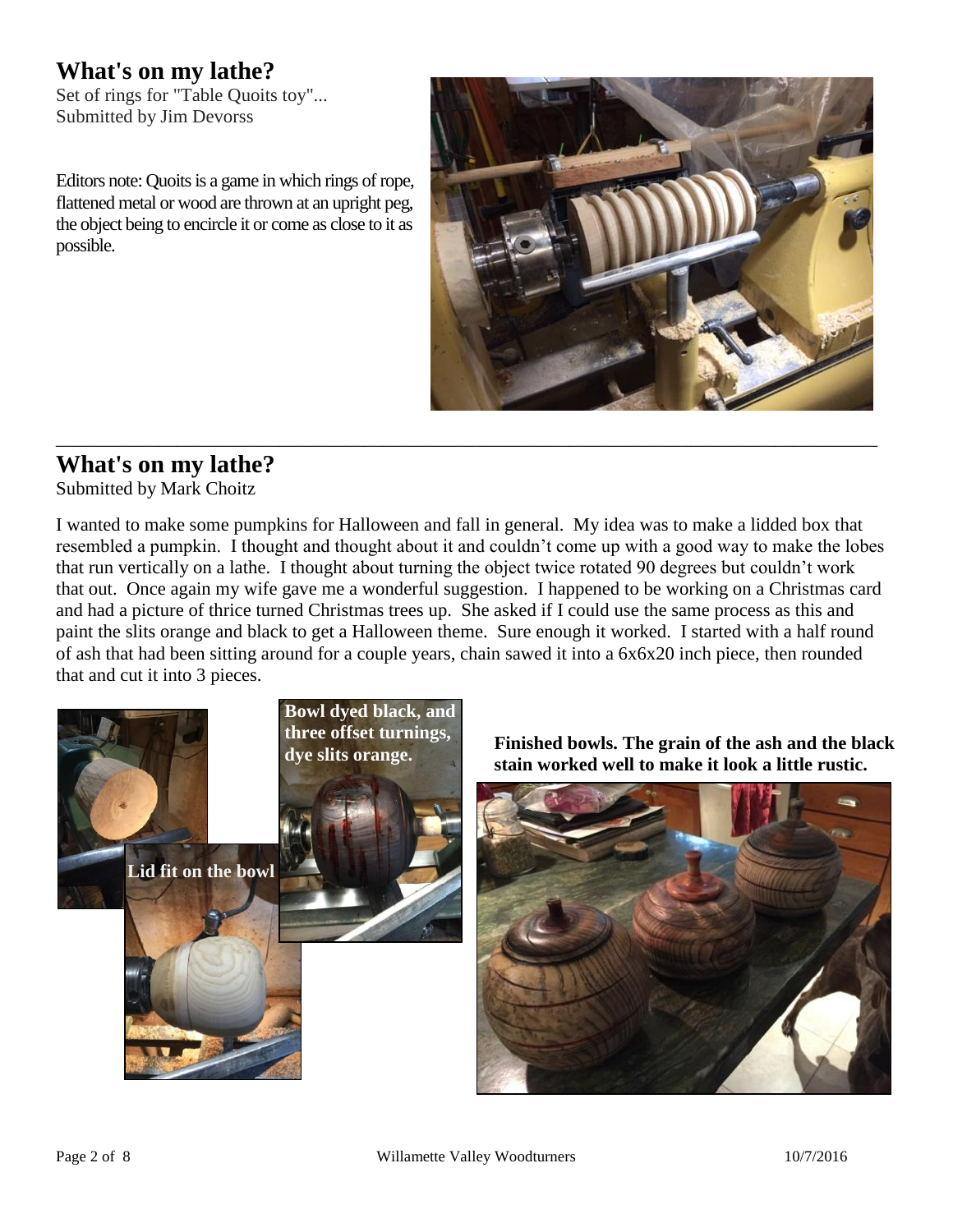# What's on my lathe?

Set of rings for "Table Quoits toy"...
Submitted by Jim Devorss

Editors note: Quoits is a game in which rings of rope, flattened metal or wood are thrown at an upright peg, the object being to encircle it or come as close to it as possible.

---

# What's on my lathe?

Submitted by Mark Choitz

I wanted to make some pumpkins for Halloween and fall in general. My idea was to make a lidded box that resembled a pumpkin. I thought and thought about it and couldn't come up with a good way to make the lobes that run vertically on a lathe. I thought about turning the object twice rotated 90 degrees but couldn't work that out. Once again my wife gave me a wonderful suggestion. I happened to be working on a Christmas card and had a picture of thrice turned Christmas trees up. She asked if I could use the same process as this and paint the slits orange and black to get a Halloween theme. Sure enough it worked. I started with a half round of ash that had been sitting around for a couple years, chain sawed it into a 6x6x20 inch piece, then rounded that and cut it into 3 pieces.

**Lid fit on the bowl**

**Bowl dyed black, and three offset turnings, dye slits orange.**

**Finished bowls. The grain of the ash and the black stain worked well to make it look a little rustic.**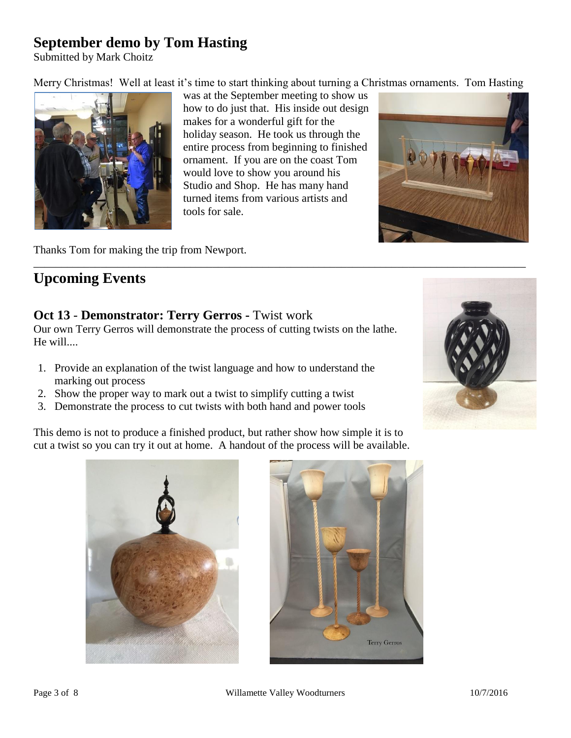## September demo by Tom Hasting

Submitted by Mark Choitz

Merry Christmas! Well at least it's time to start thinking about turning a Christmas ornaments. Tom Hasting was at the September meeting to show us how to do just that. His inside out design makes for a wonderful gift for the holiday season. He took us through the entire process from beginning to finished ornament. If you are on the coast Tom would love to show you around his Studio and Shop. He has many hand turned items from various artists and tools for sale.

Thanks Tom for making the trip from Newport.

---

## Upcoming Events

### Oct 13 - Demonstrator: Terry Gerros - Twist work

Our own Terry Gerros will demonstrate the process of cutting twists on the lathe. He will....

1. Provide an explanation of the twist language and how to understand the marking out process
2. Show the proper way to mark out a twist to simplify cutting a twist
3. Demonstrate the process to cut twists with both hand and power tools

This demo is not to produce a finished product, but rather show how simple it is to cut a twist so you can try it out at home. A handout of the process will be available.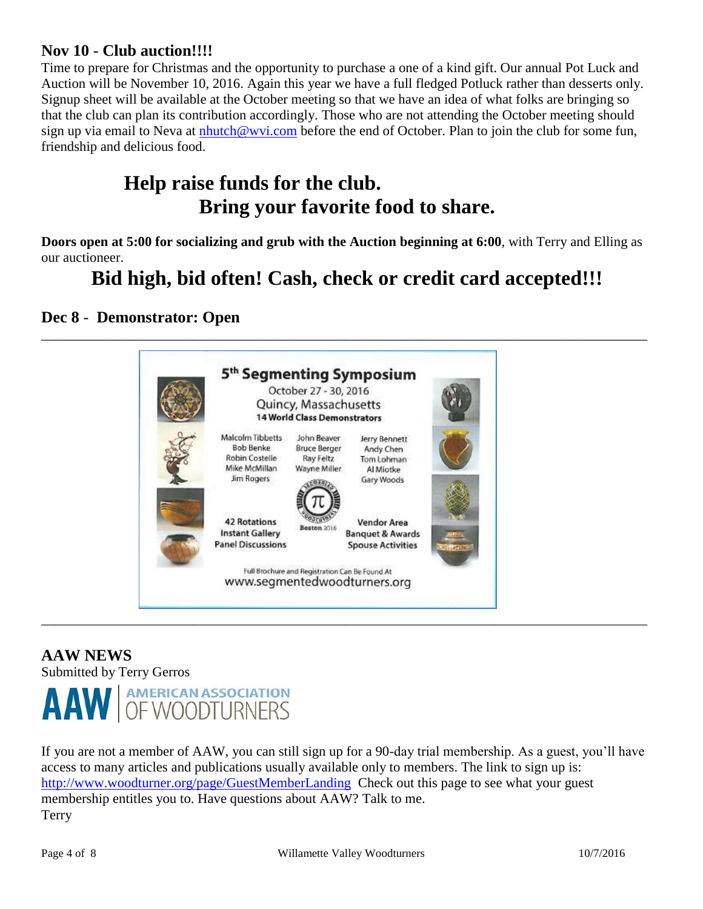## Nov 10 - Club auction!!!!

Time to prepare for Christmas and the opportunity to purchase a one of a kind gift. Our annual Pot Luck and Auction will be November 10, 2016. Again this year we have a full fledged Potluck rather than desserts only. Signup sheet will be available at the October meeting so that we have an idea of what folks are bringing so that the club can plan its contribution accordingly. Those who are not attending the October meeting should sign up via email to Neva at nhutch@wvi.com before the end of October. Plan to join the club for some fun, friendship and delicious food.

**Help raise funds for the club.**
**Bring your favorite food to share.**

**Doors open at 5:00 for socializing and grub with the Auction beginning at 6:00**, with Terry and Elling as our auctioneer.

**Bid high, bid often! Cash, check or credit card accepted!!!**

## Dec 8 - Demonstrator: Open

---

**5th Segmenting Symposium**
October 27 - 30, 2016
Quincy, Massachusetts
**14 World Class Demonstrators**

Malcolm Tibbetts, Bob Benke, Robin Costelle, Mike McMillan, Jim Rogers, John Beaver, Bruce Berger, Ray Feltz, Wayne Miller, Jerry Bennett, Andy Chen, Tom Lohman, Al Miotke, Gary Woods

42 Rotations
Instant Gallery
Panel Discussions

Boston 2016

Vendor Area
Banquet & Awards
Spouse Activities

Full Brochure and Registration Can Be Found At
www.segmentedwoodturners.org

---

## AAW NEWS

Submitted by Terry Gerros

**AAW | AMERICAN ASSOCIATION OF WOODTURNERS**

If you are not a member of AAW, you can still sign up for a 90-day trial membership. As a guest, you'll have access to many articles and publications usually available only to members. The link to sign up is: http://www.woodturner.org/page/GuestMemberLanding Check out this page to see what your guest membership entitles you to. Have questions about AAW? Talk to me.
Terry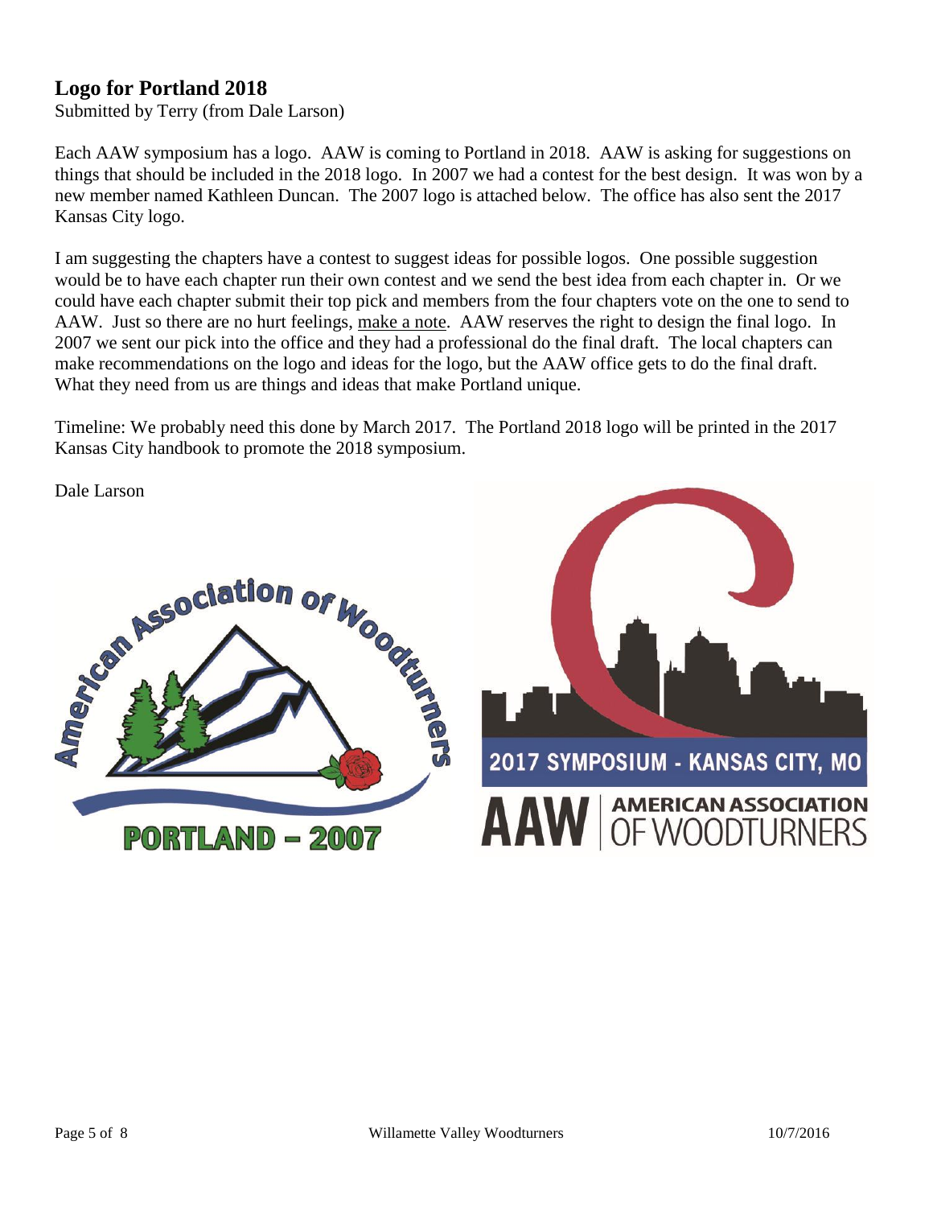## Logo for Portland 2018

Submitted by Terry (from Dale Larson)

Each AAW symposium has a logo. AAW is coming to Portland in 2018. AAW is asking for suggestions on things that should be included in the 2018 logo. In 2007 we had a contest for the best design. It was won by a new member named Kathleen Duncan. The 2007 logo is attached below. The office has also sent the 2017 Kansas City logo.

I am suggesting the chapters have a contest to suggest ideas for possible logos. One possible suggestion would be to have each chapter run their own contest and we send the best idea from each chapter in. Or we could have each chapter submit their top pick and members from the four chapters vote on the one to send to AAW. Just so there are no hurt feelings, make a note. AAW reserves the right to design the final logo. In 2007 we sent our pick into the office and they had a professional do the final draft. The local chapters can make recommendations on the logo and ideas for the logo, but the AAW office gets to do the final draft. What they need from us are things and ideas that make Portland unique.

Timeline: We probably need this done by March 2017. The Portland 2018 logo will be printed in the 2017 Kansas City handbook to promote the 2018 symposium.

Dale Larson

American Association of Woodturners

PORTLAND – 2007

2017 SYMPOSIUM - KANSAS CITY, MO

AAW | AMERICAN ASSOCIATION OF WOODTURNERS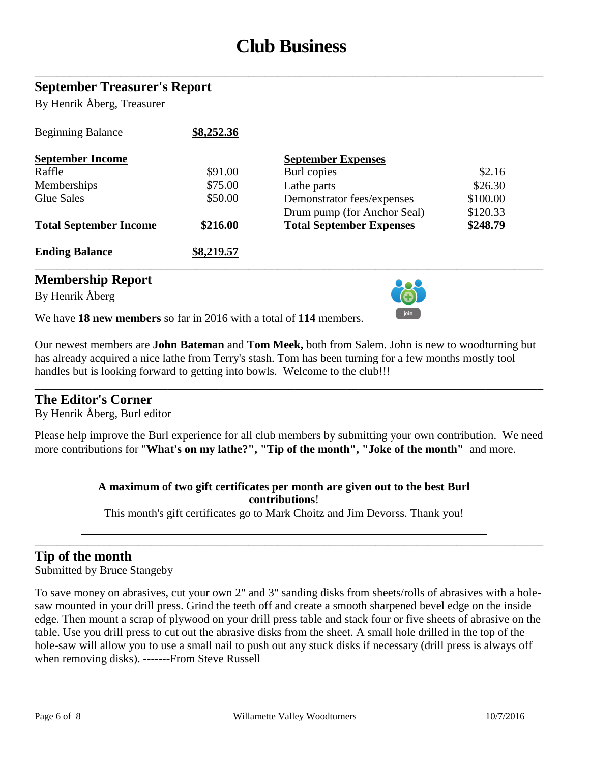# Club Business

## September Treasurer's Report

By Henrik Åberg, Treasurer

| Beginning Balance | **$8,252.36** | | |
|---|---|---|---|
| **September Income** | | **September Expenses** | |
| Raffle | $91.00 | Burl copies | $2.16 |
| Memberships | $75.00 | Lathe parts | $26.30 |
| Glue Sales | $50.00 | Demonstrator fees/expenses | $100.00 |
| | | Drum pump (for Anchor Seal) | $120.33 |
| **Total September Income** | **$216.00** | **Total September Expenses** | **$248.79** |
| **Ending Balance** | **$8,219.57** | | |

## Membership Report

By Henrik Åberg

We have **18 new members** so far in 2016 with a total of **114** members.

Our newest members are **John Bateman** and **Tom Meek,** both from Salem. John is new to woodturning but has already acquired a nice lathe from Terry's stash. Tom has been turning for a few months mostly tool handles but is looking forward to getting into bowls. Welcome to the club!!!

## The Editor's Corner

By Henrik Åberg, Burl editor

Please help improve the Burl experience for all club members by submitting your own contribution. We need more contributions for "**What's on my lathe?", "Tip of the month", "Joke of the month"** and more.

> **A maximum of two gift certificates per month are given out to the best Burl contributions**!
>
> This month's gift certificates go to Mark Choitz and Jim Devorss. Thank you!

## Tip of the month

Submitted by Bruce Stangeby

To save money on abrasives, cut your own 2" and 3" sanding disks from sheets/rolls of abrasives with a hole-saw mounted in your drill press. Grind the teeth off and create a smooth sharpened bevel edge on the inside edge. Then mount a scrap of plywood on your drill press table and stack four or five sheets of abrasive on the table. Use you drill press to cut out the abrasive disks from the sheet. A small hole drilled in the top of the hole-saw will allow you to use a small nail to push out any stuck disks if necessary (drill press is always off when removing disks). -------From Steve Russell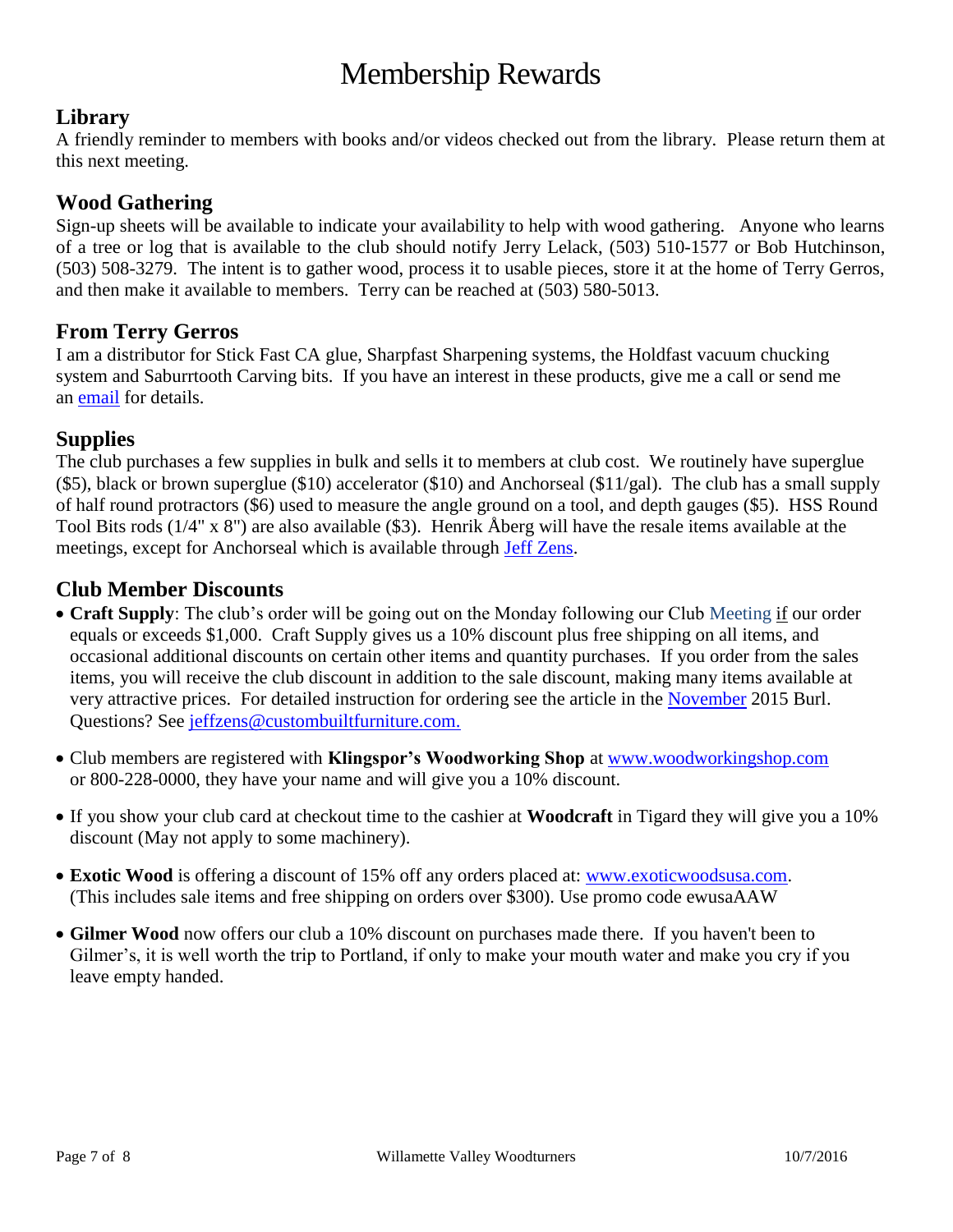# Membership Rewards

## Library

A friendly reminder to members with books and/or videos checked out from the library. Please return them at this next meeting.

## Wood Gathering

Sign-up sheets will be available to indicate your availability to help with wood gathering. Anyone who learns of a tree or log that is available to the club should notify Jerry Lelack, (503) 510-1577 or Bob Hutchinson, (503) 508-3279. The intent is to gather wood, process it to usable pieces, store it at the home of Terry Gerros, and then make it available to members. Terry can be reached at (503) 580-5013.

## From Terry Gerros

I am a distributor for Stick Fast CA glue, Sharpfast Sharpening systems, the Holdfast vacuum chucking system and Saburrtooth Carving bits. If you have an interest in these products, give me a call or send me an email for details.

## Supplies

The club purchases a few supplies in bulk and sells it to members at club cost. We routinely have superglue ($5), black or brown superglue ($10) accelerator ($10) and Anchorseal ($11/gal). The club has a small supply of half round protractors ($6) used to measure the angle ground on a tool, and depth gauges ($5). HSS Round Tool Bits rods (1/4" x 8") are also available ($3). Henrik Åberg will have the resale items available at the meetings, except for Anchorseal which is available through Jeff Zens.

## Club Member Discounts

- **Craft Supply**: The club's order will be going out on the Monday following our Club Meeting if our order equals or exceeds $1,000. Craft Supply gives us a 10% discount plus free shipping on all items, and occasional additional discounts on certain other items and quantity purchases. If you order from the sales items, you will receive the club discount in addition to the sale discount, making many items available at very attractive prices. For detailed instruction for ordering see the article in the November 2015 Burl. Questions? See jeffzens@custombuiltfurniture.com.
- Club members are registered with **Klingspor's Woodworking Shop** at www.woodworkingshop.com or 800-228-0000, they have your name and will give you a 10% discount.
- If you show your club card at checkout time to the cashier at **Woodcraft** in Tigard they will give you a 10% discount (May not apply to some machinery).
- **Exotic Wood** is offering a discount of 15% off any orders placed at: www.exoticwoodsusa.com. (This includes sale items and free shipping on orders over $300). Use promo code ewusaAAW
- **Gilmer Wood** now offers our club a 10% discount on purchases made there. If you haven't been to Gilmer's, it is well worth the trip to Portland, if only to make your mouth water and make you cry if you leave empty handed.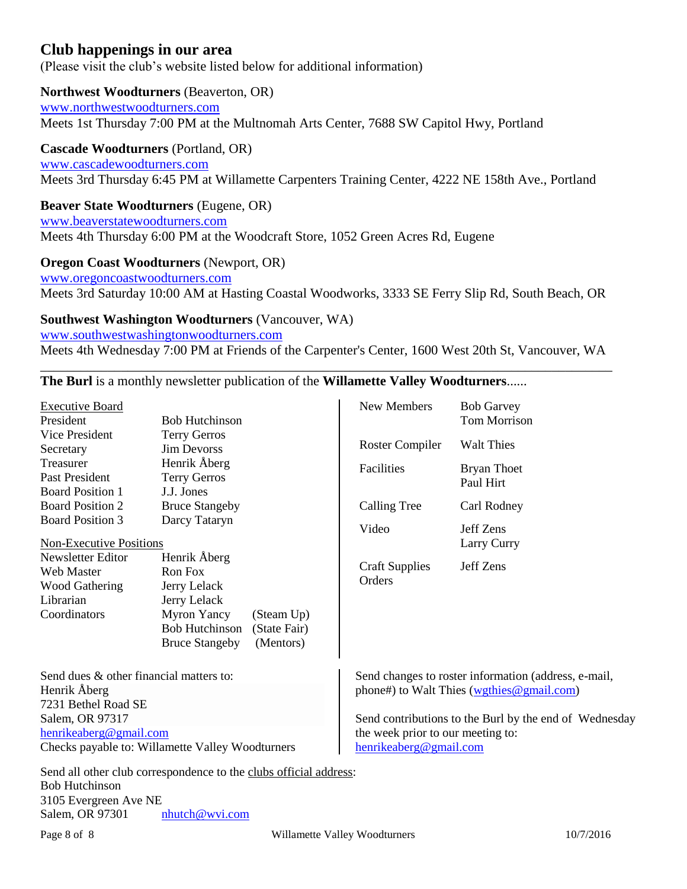## Club happenings in our area

(Please visit the club's website listed below for additional information)

**Northwest Woodturners** (Beaverton, OR)
www.northwestwoodturners.com
Meets 1st Thursday 7:00 PM at the Multnomah Arts Center, 7688 SW Capitol Hwy, Portland

**Cascade Woodturners** (Portland, OR)
www.cascadewoodturners.com
Meets 3rd Thursday 6:45 PM at Willamette Carpenters Training Center, 4222 NE 158th Ave., Portland

**Beaver State Woodturners** (Eugene, OR)
www.beaverstatewoodturners.com
Meets 4th Thursday 6:00 PM at the Woodcraft Store, 1052 Green Acres Rd, Eugene

**Oregon Coast Woodturners** (Newport, OR)
www.oregoncoastwoodturners.com
Meets 3rd Saturday 10:00 AM at Hasting Coastal Woodworks, 3333 SE Ferry Slip Rd, South Beach, OR

**Southwest Washington Woodturners** (Vancouver, WA)
www.southwestwashingtonwoodturners.com
Meets 4th Wednesday 7:00 PM at Friends of the Carpenter's Center, 1600 West 20th St, Vancouver, WA

---

**The Burl** is a monthly newsletter publication of the **Willamette Valley Woodturners**......

Executive Board

| | | |
|---|---|---|
| President | Bob Hutchinson | |
| Vice President | Terry Gerros | |
| Secretary | Jim Devorss | |
| Treasurer | Henrik Åberg | |
| Past President | Terry Gerros | |
| Board Position 1 | J.J. Jones | |
| Board Position 2 | Bruce Stangeby | |
| Board Position 3 | Darcy Tataryn | |

Non-Executive Positions

| | | |
|---|---|---|
| Newsletter Editor | Henrik Åberg | |
| Web Master | Ron Fox | |
| Wood Gathering | Jerry Lelack | |
| Librarian | Jerry Lelack | |
| Coordinators | Myron Yancy | (Steam Up) |
| | Bob Hutchinson | (State Fair) |
| | Bruce Stangeby | (Mentors) |

| | |
|---|---|
| New Members | Bob Garvey<br>Tom Morrison |
| Roster Compiler | Walt Thies |
| Facilities | Bryan Thoet<br>Paul Hirt |
| Calling Tree | Carl Rodney |
| Video | Jeff Zens<br>Larry Curry |
| Craft Supplies Orders | Jeff Zens |

Send dues & other financial matters to:
Henrik Åberg
7231 Bethel Road SE
Salem, OR 97317
henrikeaberg@gmail.com
Checks payable to: Willamette Valley Woodturners

Send changes to roster information (address, e-mail, phone#) to Walt Thies (wgthies@gmail.com)

Send contributions to the Burl by the end of Wednesday the week prior to our meeting to:
henrikeaberg@gmail.com

Send all other club correspondence to the clubs official address:
Bob Hutchinson
3105 Evergreen Ave NE
Salem, OR 97301 nhutch@wvi.com